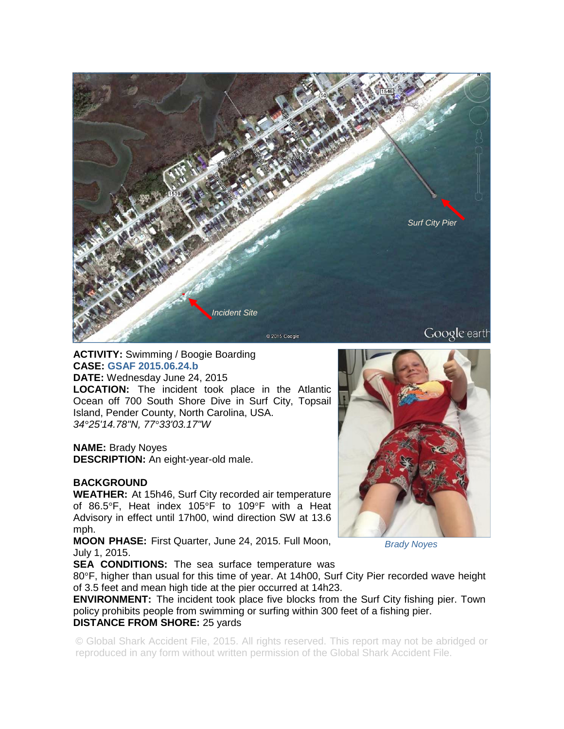**ACTIVITY:** Swimming / Boogie Boarding
**CASE:** GSAF 2015.06.24.b
**DATE:** Wednesday June 24, 2015
**LOCATION:** The incident took place in the Atlantic Ocean off 700 South Shore Dive in Surf City, Topsail Island, Pender County, North Carolina, USA.
*34°25'14.78"N, 77°33'03.17"W*

**NAME:** Brady Noyes
**DESCRIPTION:** An eight-year-old male.

*Brady Noyes*

**BACKGROUND**

**WEATHER:** At 15h46, Surf City recorded air temperature of 86.5°F, Heat index 105°F to 109°F with a Heat Advisory in effect until 17h00, wind direction SW at 13.6 mph.
**MOON PHASE:** First Quarter, June 24, 2015. Full Moon, July 1, 2015.
**SEA CONDITIONS:** The sea surface temperature was 80°F, higher than usual for this time of year. At 14h00, Surf City Pier recorded wave height of 3.5 feet and mean high tide at the pier occurred at 14h23.
**ENVIRONMENT:** The incident took place five blocks from the Surf City fishing pier. Town policy prohibits people from swimming or surfing within 300 feet of a fishing pier.
**DISTANCE FROM SHORE:** 25 yards

© Global Shark Accident File, 2015. All rights reserved. This report may not be abridged or reproduced in any form without written permission of the Global Shark Accident File.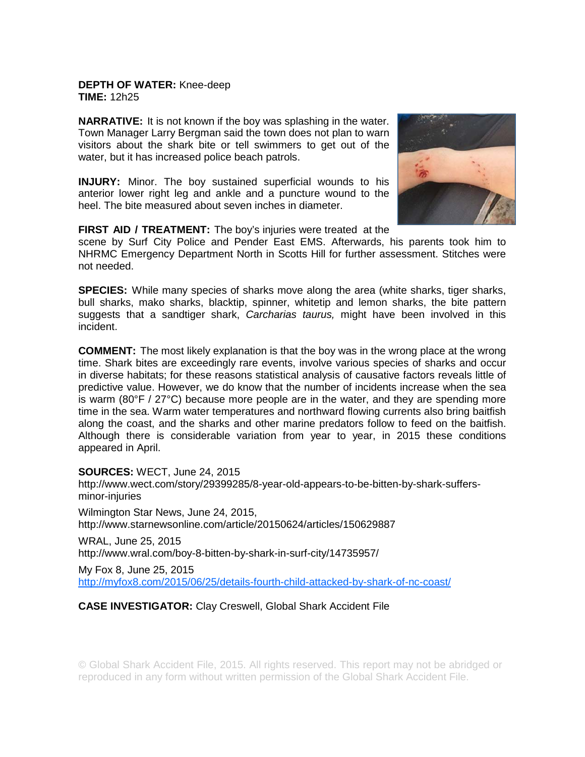**DEPTH OF WATER:** Knee-deep
**TIME:** 12h25

**NARRATIVE:** It is not known if the boy was splashing in the water. Town Manager Larry Bergman said the town does not plan to warn visitors about the shark bite or tell swimmers to get out of the water, but it has increased police beach patrols.

**INJURY:** Minor. The boy sustained superficial wounds to his anterior lower right leg and ankle and a puncture wound to the heel. The bite measured about seven inches in diameter.

**FIRST AID / TREATMENT:** The boy's injuries were treated at the scene by Surf City Police and Pender East EMS. Afterwards, his parents took him to NHRMC Emergency Department North in Scotts Hill for further assessment. Stitches were not needed.

**SPECIES:** While many species of sharks move along the area (white sharks, tiger sharks, bull sharks, mako sharks, blacktip, spinner, whitetip and lemon sharks, the bite pattern suggests that a sandtiger shark, *Carcharias taurus,* might have been involved in this incident.

**COMMENT:** The most likely explanation is that the boy was in the wrong place at the wrong time. Shark bites are exceedingly rare events, involve various species of sharks and occur in diverse habitats; for these reasons statistical analysis of causative factors reveals little of predictive value. However, we do know that the number of incidents increase when the sea is warm (80°F / 27°C) because more people are in the water, and they are spending more time in the sea. Warm water temperatures and northward flowing currents also bring baitfish along the coast, and the sharks and other marine predators follow to feed on the baitfish. Although there is considerable variation from year to year, in 2015 these conditions appeared in April.

**SOURCES:** WECT, June 24, 2015
http://www.wect.com/story/29399285/8-year-old-appears-to-be-bitten-by-shark-suffers-minor-injuries

Wilmington Star News, June 24, 2015,
http://www.starnewsonline.com/article/20150624/articles/150629887

WRAL, June 25, 2015
http://www.wral.com/boy-8-bitten-by-shark-in-surf-city/14735957/

My Fox 8, June 25, 2015
http://myfox8.com/2015/06/25/details-fourth-child-attacked-by-shark-of-nc-coast/

**CASE INVESTIGATOR:** Clay Creswell, Global Shark Accident File

© Global Shark Accident File, 2015. All rights reserved. This report may not be abridged or reproduced in any form without written permission of the Global Shark Accident File.